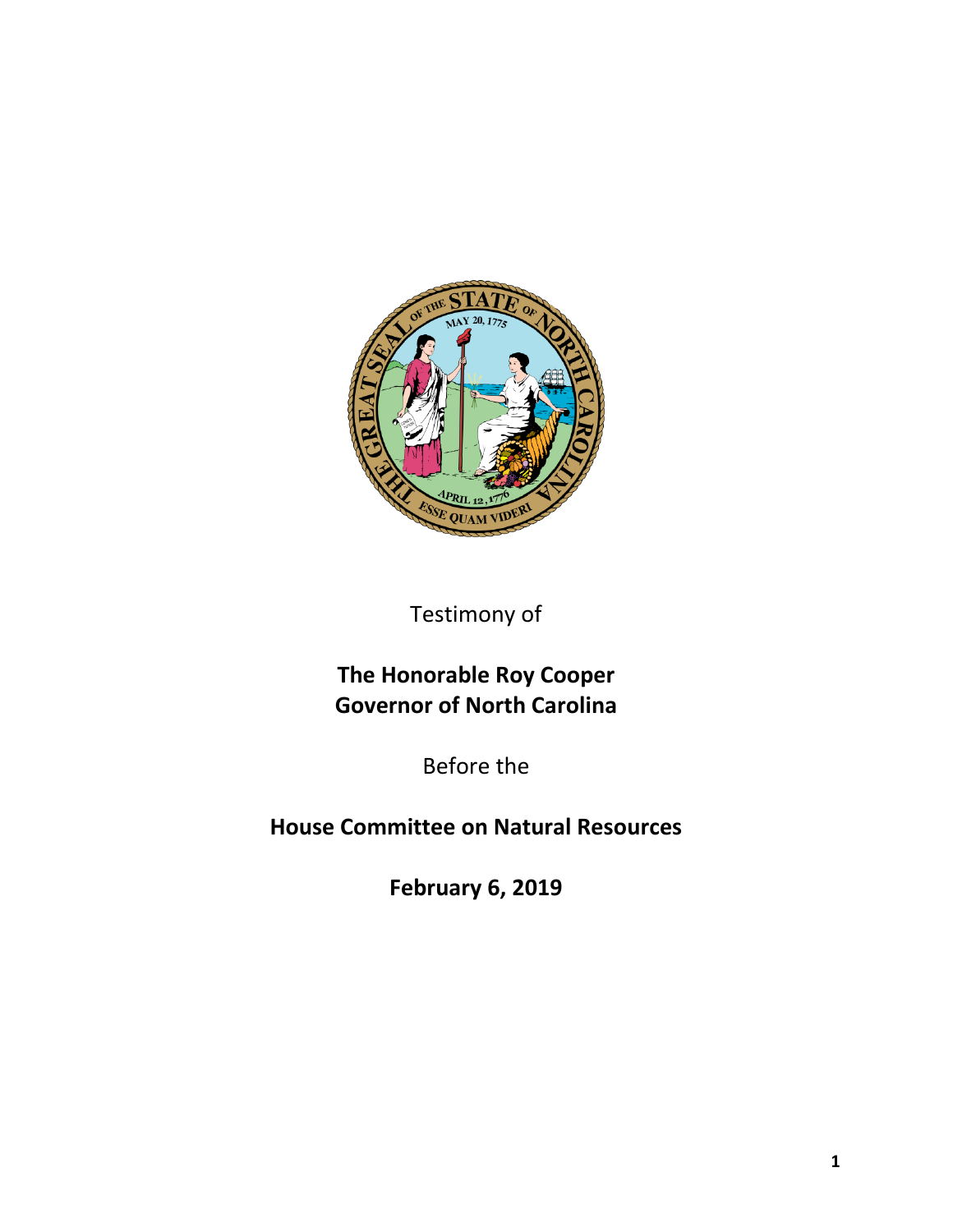Testimony of

**The Honorable Roy Cooper**
**Governor of North Carolina**

Before the

**House Committee on Natural Resources**

**February 6, 2019**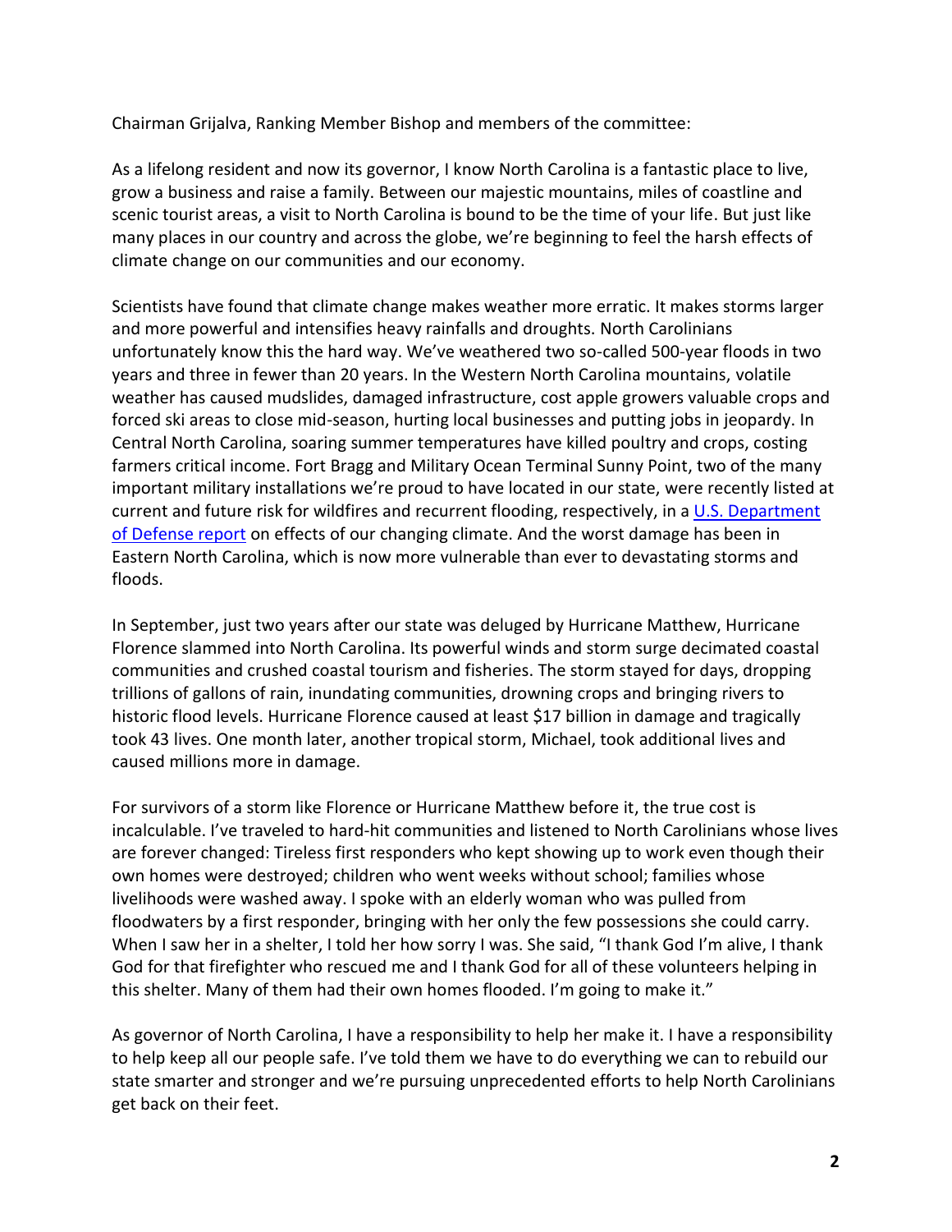Chairman Grijalva, Ranking Member Bishop and members of the committee:

As a lifelong resident and now its governor, I know North Carolina is a fantastic place to live, grow a business and raise a family. Between our majestic mountains, miles of coastline and scenic tourist areas, a visit to North Carolina is bound to be the time of your life. But just like many places in our country and across the globe, we're beginning to feel the harsh effects of climate change on our communities and our economy.

Scientists have found that climate change makes weather more erratic. It makes storms larger and more powerful and intensifies heavy rainfalls and droughts. North Carolinians unfortunately know this the hard way. We've weathered two so-called 500-year floods in two years and three in fewer than 20 years. In the Western North Carolina mountains, volatile weather has caused mudslides, damaged infrastructure, cost apple growers valuable crops and forced ski areas to close mid-season, hurting local businesses and putting jobs in jeopardy. In Central North Carolina, soaring summer temperatures have killed poultry and crops, costing farmers critical income. Fort Bragg and Military Ocean Terminal Sunny Point, two of the many important military installations we're proud to have located in our state, were recently listed at current and future risk for wildfires and recurrent flooding, respectively, in a U.S. Department of Defense report on effects of our changing climate. And the worst damage has been in Eastern North Carolina, which is now more vulnerable than ever to devastating storms and floods.

In September, just two years after our state was deluged by Hurricane Matthew, Hurricane Florence slammed into North Carolina. Its powerful winds and storm surge decimated coastal communities and crushed coastal tourism and fisheries. The storm stayed for days, dropping trillions of gallons of rain, inundating communities, drowning crops and bringing rivers to historic flood levels. Hurricane Florence caused at least $17 billion in damage and tragically took 43 lives. One month later, another tropical storm, Michael, took additional lives and caused millions more in damage.

For survivors of a storm like Florence or Hurricane Matthew before it, the true cost is incalculable. I've traveled to hard-hit communities and listened to North Carolinians whose lives are forever changed: Tireless first responders who kept showing up to work even though their own homes were destroyed; children who went weeks without school; families whose livelihoods were washed away. I spoke with an elderly woman who was pulled from floodwaters by a first responder, bringing with her only the few possessions she could carry. When I saw her in a shelter, I told her how sorry I was. She said, "I thank God I'm alive, I thank God for that firefighter who rescued me and I thank God for all of these volunteers helping in this shelter. Many of them had their own homes flooded. I'm going to make it."

As governor of North Carolina, I have a responsibility to help her make it. I have a responsibility to help keep all our people safe. I've told them we have to do everything we can to rebuild our state smarter and stronger and we're pursuing unprecedented efforts to help North Carolinians get back on their feet.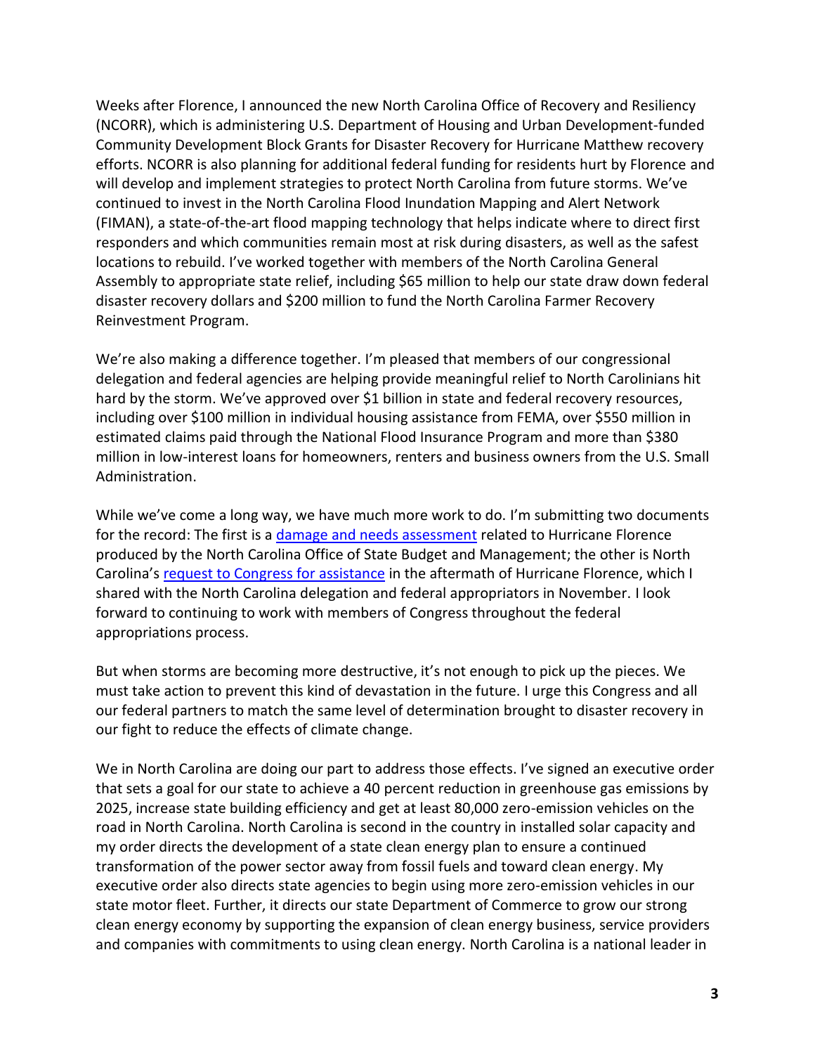Weeks after Florence, I announced the new North Carolina Office of Recovery and Resiliency (NCORR), which is administering U.S. Department of Housing and Urban Development-funded Community Development Block Grants for Disaster Recovery for Hurricane Matthew recovery efforts. NCORR is also planning for additional federal funding for residents hurt by Florence and will develop and implement strategies to protect North Carolina from future storms. We've continued to invest in the North Carolina Flood Inundation Mapping and Alert Network (FIMAN), a state-of-the-art flood mapping technology that helps indicate where to direct first responders and which communities remain most at risk during disasters, as well as the safest locations to rebuild. I've worked together with members of the North Carolina General Assembly to appropriate state relief, including $65 million to help our state draw down federal disaster recovery dollars and $200 million to fund the North Carolina Farmer Recovery Reinvestment Program.

We're also making a difference together. I'm pleased that members of our congressional delegation and federal agencies are helping provide meaningful relief to North Carolinians hit hard by the storm. We've approved over $1 billion in state and federal recovery resources, including over $100 million in individual housing assistance from FEMA, over $550 million in estimated claims paid through the National Flood Insurance Program and more than $380 million in low-interest loans for homeowners, renters and business owners from the U.S. Small Administration.

While we've come a long way, we have much more work to do. I'm submitting two documents for the record: The first is a damage and needs assessment related to Hurricane Florence produced by the North Carolina Office of State Budget and Management; the other is North Carolina's request to Congress for assistance in the aftermath of Hurricane Florence, which I shared with the North Carolina delegation and federal appropriators in November. I look forward to continuing to work with members of Congress throughout the federal appropriations process.

But when storms are becoming more destructive, it's not enough to pick up the pieces. We must take action to prevent this kind of devastation in the future. I urge this Congress and all our federal partners to match the same level of determination brought to disaster recovery in our fight to reduce the effects of climate change.

We in North Carolina are doing our part to address those effects. I've signed an executive order that sets a goal for our state to achieve a 40 percent reduction in greenhouse gas emissions by 2025, increase state building efficiency and get at least 80,000 zero-emission vehicles on the road in North Carolina. North Carolina is second in the country in installed solar capacity and my order directs the development of a state clean energy plan to ensure a continued transformation of the power sector away from fossil fuels and toward clean energy. My executive order also directs state agencies to begin using more zero-emission vehicles in our state motor fleet. Further, it directs our state Department of Commerce to grow our strong clean energy economy by supporting the expansion of clean energy business, service providers and companies with commitments to using clean energy. North Carolina is a national leader in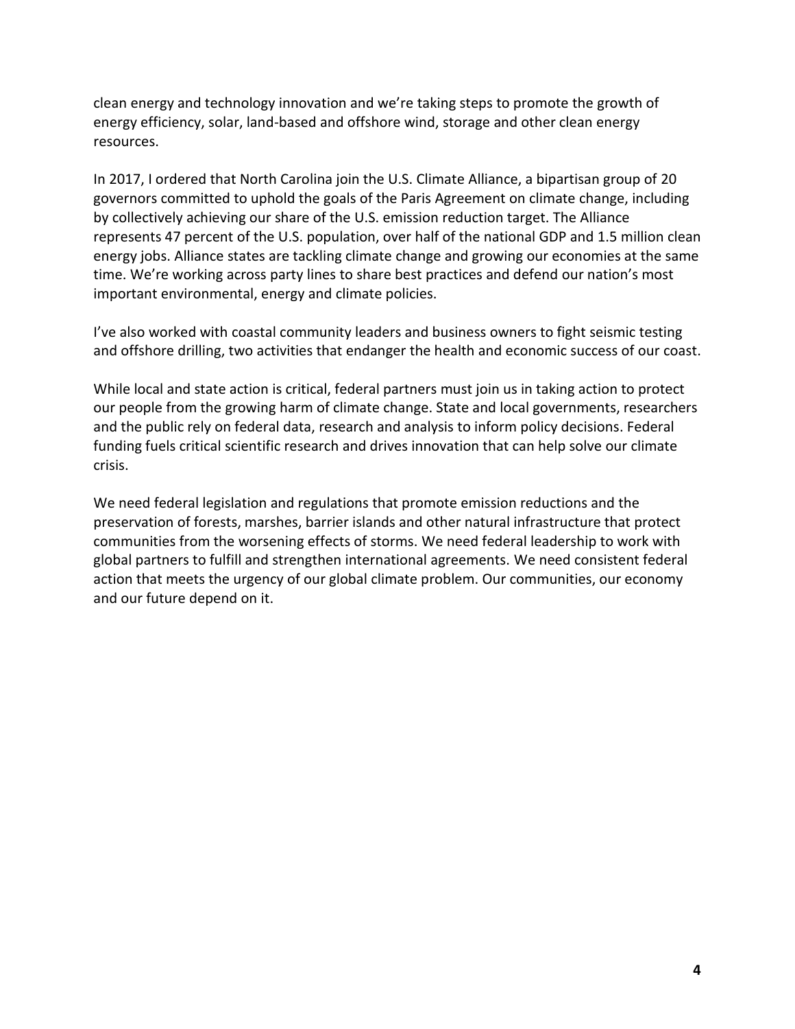clean energy and technology innovation and we're taking steps to promote the growth of energy efficiency, solar, land-based and offshore wind, storage and other clean energy resources.

In 2017, I ordered that North Carolina join the U.S. Climate Alliance, a bipartisan group of 20 governors committed to uphold the goals of the Paris Agreement on climate change, including by collectively achieving our share of the U.S. emission reduction target. The Alliance represents 47 percent of the U.S. population, over half of the national GDP and 1.5 million clean energy jobs. Alliance states are tackling climate change and growing our economies at the same time. We're working across party lines to share best practices and defend our nation's most important environmental, energy and climate policies.

I've also worked with coastal community leaders and business owners to fight seismic testing and offshore drilling, two activities that endanger the health and economic success of our coast.

While local and state action is critical, federal partners must join us in taking action to protect our people from the growing harm of climate change. State and local governments, researchers and the public rely on federal data, research and analysis to inform policy decisions. Federal funding fuels critical scientific research and drives innovation that can help solve our climate crisis.

We need federal legislation and regulations that promote emission reductions and the preservation of forests, marshes, barrier islands and other natural infrastructure that protect communities from the worsening effects of storms. We need federal leadership to work with global partners to fulfill and strengthen international agreements. We need consistent federal action that meets the urgency of our global climate problem. Our communities, our economy and our future depend on it.